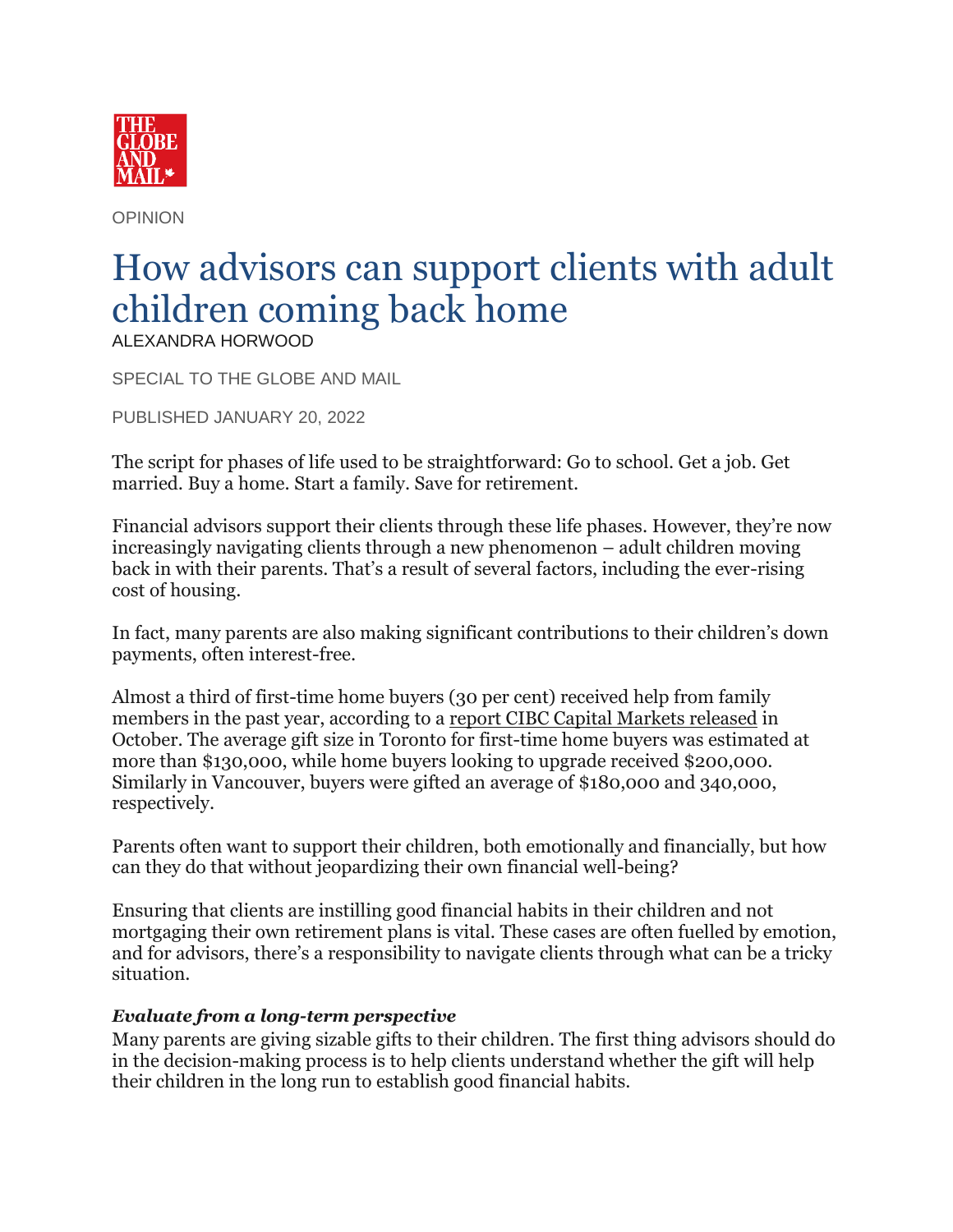OPINION

# How advisors can support clients with adult children coming back home

ALEXANDRA HORWOOD

SPECIAL TO THE GLOBE AND MAIL

PUBLISHED JANUARY 20, 2022

The script for phases of life used to be straightforward: Go to school. Get a job. Get married. Buy a home. Start a family. Save for retirement.

Financial advisors support their clients through these life phases. However, they're now increasingly navigating clients through a new phenomenon – adult children moving back in with their parents. That's a result of several factors, including the ever-rising cost of housing.

In fact, many parents are also making significant contributions to their children's down payments, often interest-free.

Almost a third of first-time home buyers (30 per cent) received help from family members in the past year, according to a report CIBC Capital Markets released in October. The average gift size in Toronto for first-time home buyers was estimated at more than $130,000, while home buyers looking to upgrade received $200,000. Similarly in Vancouver, buyers were gifted an average of $180,000 and 340,000, respectively.

Parents often want to support their children, both emotionally and financially, but how can they do that without jeopardizing their own financial well-being?

Ensuring that clients are instilling good financial habits in their children and not mortgaging their own retirement plans is vital. These cases are often fuelled by emotion, and for advisors, there's a responsibility to navigate clients through what can be a tricky situation.

***Evaluate from a long-term perspective***

Many parents are giving sizable gifts to their children. The first thing advisors should do in the decision-making process is to help clients understand whether the gift will help their children in the long run to establish good financial habits.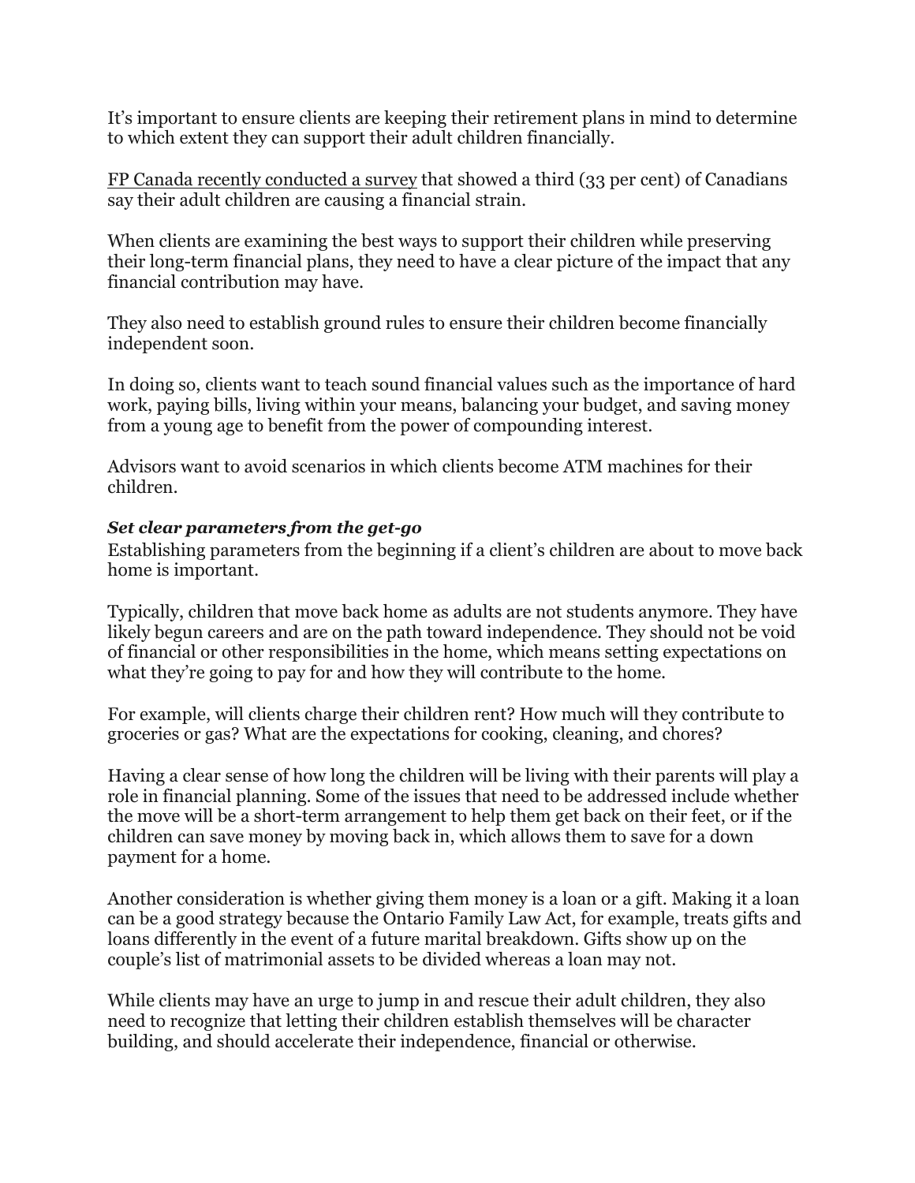It's important to ensure clients are keeping their retirement plans in mind to determine to which extent they can support their adult children financially.

FP Canada recently conducted a survey that showed a third (33 per cent) of Canadians say their adult children are causing a financial strain.

When clients are examining the best ways to support their children while preserving their long-term financial plans, they need to have a clear picture of the impact that any financial contribution may have.

They also need to establish ground rules to ensure their children become financially independent soon.

In doing so, clients want to teach sound financial values such as the importance of hard work, paying bills, living within your means, balancing your budget, and saving money from a young age to benefit from the power of compounding interest.

Advisors want to avoid scenarios in which clients become ATM machines for their children.

***Set clear parameters from the get-go***

Establishing parameters from the beginning if a client's children are about to move back home is important.

Typically, children that move back home as adults are not students anymore. They have likely begun careers and are on the path toward independence. They should not be void of financial or other responsibilities in the home, which means setting expectations on what they're going to pay for and how they will contribute to the home.

For example, will clients charge their children rent? How much will they contribute to groceries or gas? What are the expectations for cooking, cleaning, and chores?

Having a clear sense of how long the children will be living with their parents will play a role in financial planning. Some of the issues that need to be addressed include whether the move will be a short-term arrangement to help them get back on their feet, or if the children can save money by moving back in, which allows them to save for a down payment for a home.

Another consideration is whether giving them money is a loan or a gift. Making it a loan can be a good strategy because the Ontario Family Law Act, for example, treats gifts and loans differently in the event of a future marital breakdown. Gifts show up on the couple's list of matrimonial assets to be divided whereas a loan may not.

While clients may have an urge to jump in and rescue their adult children, they also need to recognize that letting their children establish themselves will be character building, and should accelerate their independence, financial or otherwise.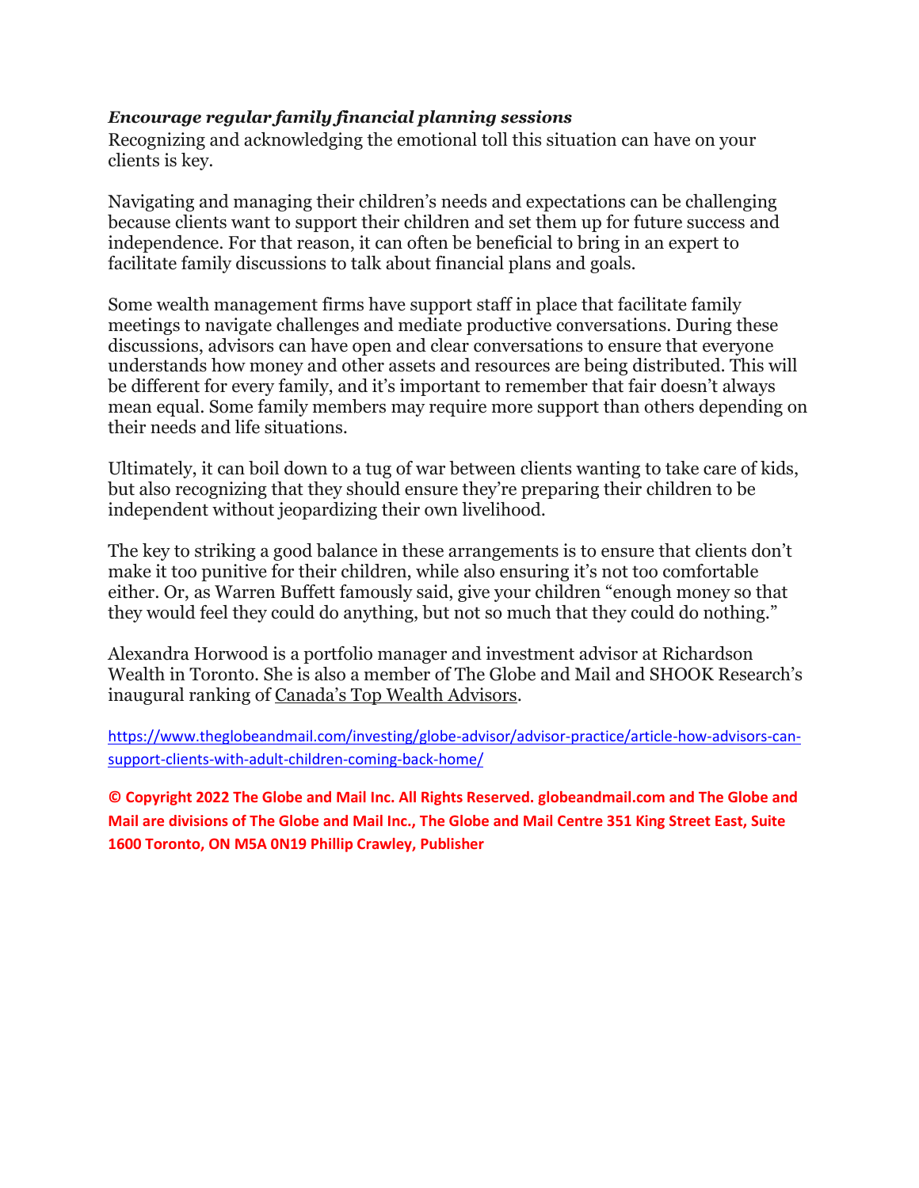***Encourage regular family financial planning sessions***

Recognizing and acknowledging the emotional toll this situation can have on your clients is key.

Navigating and managing their children's needs and expectations can be challenging because clients want to support their children and set them up for future success and independence. For that reason, it can often be beneficial to bring in an expert to facilitate family discussions to talk about financial plans and goals.

Some wealth management firms have support staff in place that facilitate family meetings to navigate challenges and mediate productive conversations. During these discussions, advisors can have open and clear conversations to ensure that everyone understands how money and other assets and resources are being distributed. This will be different for every family, and it's important to remember that fair doesn't always mean equal. Some family members may require more support than others depending on their needs and life situations.

Ultimately, it can boil down to a tug of war between clients wanting to take care of kids, but also recognizing that they should ensure they're preparing their children to be independent without jeopardizing their own livelihood.

The key to striking a good balance in these arrangements is to ensure that clients don't make it too punitive for their children, while also ensuring it's not too comfortable either. Or, as Warren Buffett famously said, give your children "enough money so that they would feel they could do anything, but not so much that they could do nothing."

Alexandra Horwood is a portfolio manager and investment advisor at Richardson Wealth in Toronto. She is also a member of The Globe and Mail and SHOOK Research's inaugural ranking of Canada's Top Wealth Advisors.

https://www.theglobeandmail.com/investing/globe-advisor/advisor-practice/article-how-advisors-can-support-clients-with-adult-children-coming-back-home/

**© Copyright 2022 The Globe and Mail Inc. All Rights Reserved. globeandmail.com and The Globe and Mail are divisions of The Globe and Mail Inc., The Globe and Mail Centre 351 King Street East, Suite 1600 Toronto, ON M5A 0N19 Phillip Crawley, Publisher**